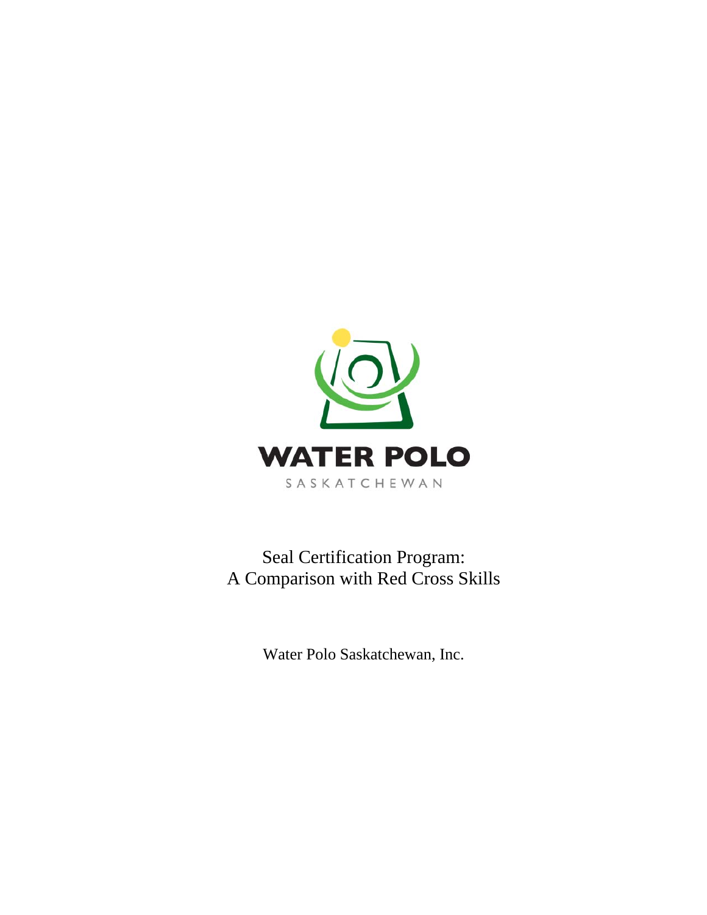WATER POLO

SASKATCHEWAN

# Seal Certification Program: A Comparison with Red Cross Skills

Water Polo Saskatchewan, Inc.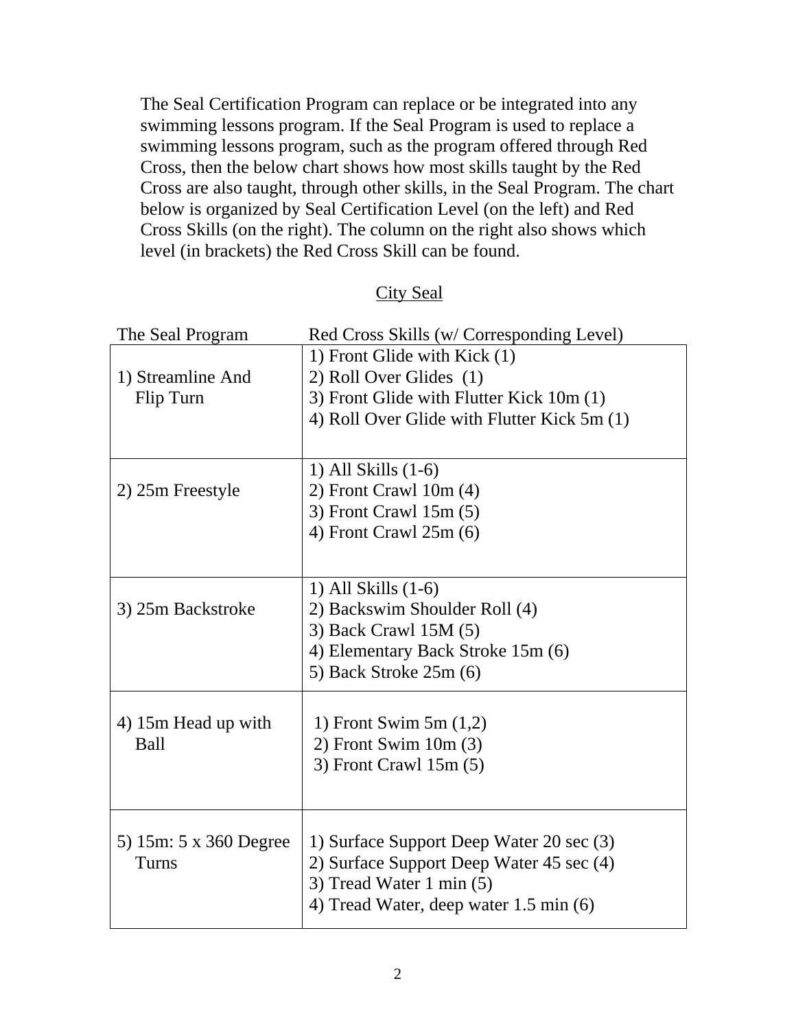The Seal Certification Program can replace or be integrated into any swimming lessons program. If the Seal Program is used to replace a swimming lessons program, such as the program offered through Red Cross, then the below chart shows how most skills taught by the Red Cross are also taught, through other skills, in the Seal Program. The chart below is organized by Seal Certification Level (on the left) and Red Cross Skills (on the right). The column on the right also shows which level (in brackets) the Red Cross Skill can be found.

## City Seal

| The Seal Program | Red Cross Skills (w/ Corresponding Level) |
|---|---|
| 1) Streamline And Flip Turn | 1) Front Glide with Kick (1)<br>2) Roll Over Glides (1)<br>3) Front Glide with Flutter Kick 10m (1)<br>4) Roll Over Glide with Flutter Kick 5m (1) |
| 2) 25m Freestyle | 1) All Skills (1-6)<br>2) Front Crawl 10m (4)<br>3) Front Crawl 15m (5)<br>4) Front Crawl 25m (6) |
| 3) 25m Backstroke | 1) All Skills (1-6)<br>2) Backswim Shoulder Roll (4)<br>3) Back Crawl 15M (5)<br>4) Elementary Back Stroke 15m (6)<br>5) Back Stroke 25m (6) |
| 4) 15m Head up with Ball | 1) Front Swim 5m (1,2)<br>2) Front Swim 10m (3)<br>3) Front Crawl 15m (5) |
| 5) 15m: 5 x 360 Degree Turns | 1) Surface Support Deep Water 20 sec (3)<br>2) Surface Support Deep Water 45 sec (4)<br>3) Tread Water 1 min (5)<br>4) Tread Water, deep water 1.5 min (6) |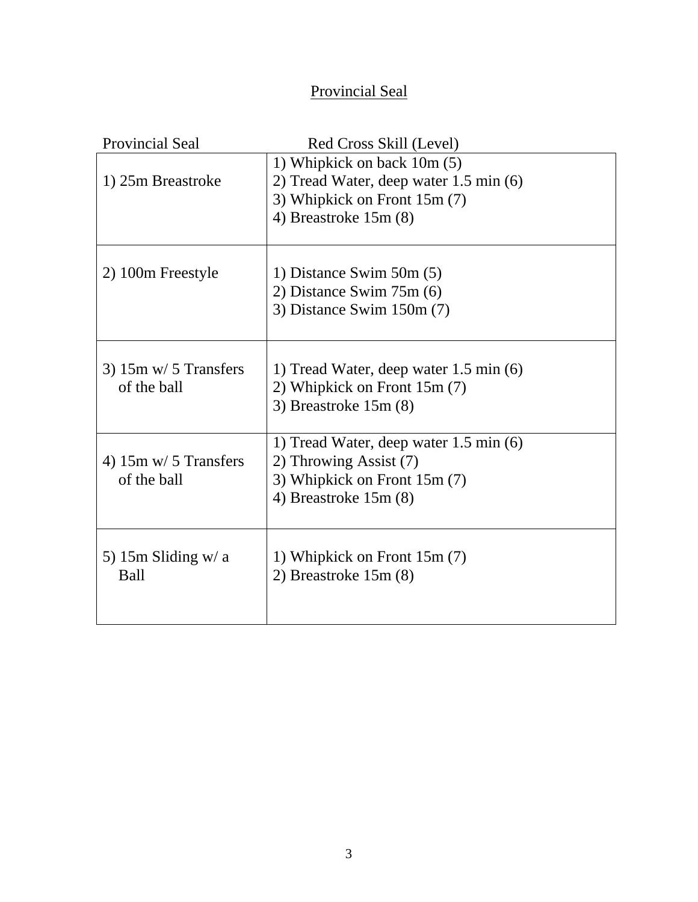# Provincial Seal

| Provincial Seal | Red Cross Skill (Level) |
|---|---|
| 1) 25m Breastroke | 1) Whipkick on back 10m (5)<br>2) Tread Water, deep water 1.5 min (6)<br>3) Whipkick on Front 15m (7)<br>4) Breastroke 15m (8) |
| 2) 100m Freestyle | 1) Distance Swim 50m (5)<br>2) Distance Swim 75m (6)<br>3) Distance Swim 150m (7) |
| 3) 15m w/ 5 Transfers of the ball | 1) Tread Water, deep water 1.5 min (6)<br>2) Whipkick on Front 15m (7)<br>3) Breastroke 15m (8) |
| 4) 15m w/ 5 Transfers of the ball | 1) Tread Water, deep water 1.5 min (6)<br>2) Throwing Assist (7)<br>3) Whipkick on Front 15m (7)<br>4) Breastroke 15m (8) |
| 5) 15m Sliding w/ a Ball | 1) Whipkick on Front 15m (7)<br>2) Breastroke 15m (8) |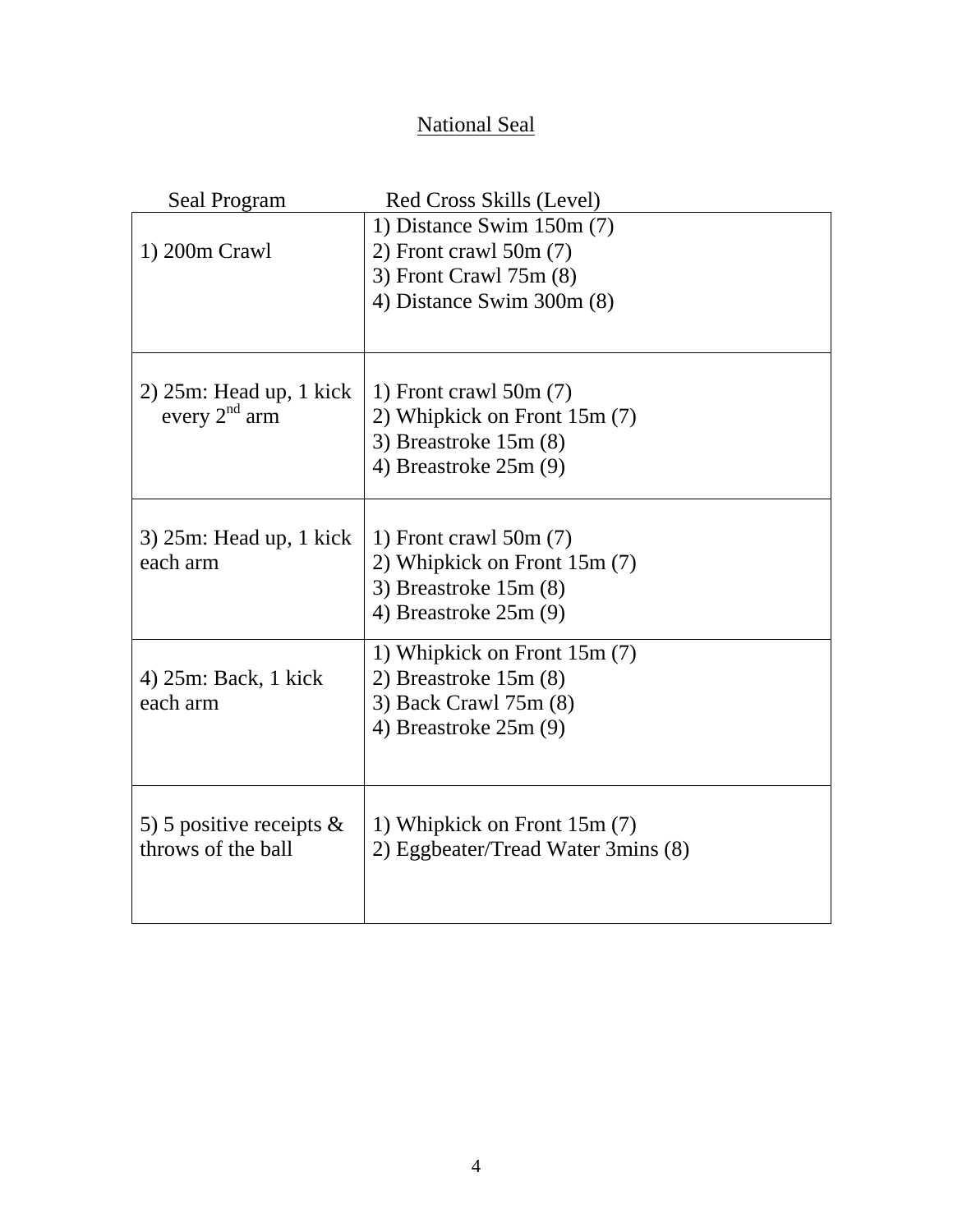# National Seal

| Seal Program | Red Cross Skills (Level) |
|---|---|
| 1) 200m Crawl | 1) Distance Swim 150m (7)<br>2) Front crawl 50m (7)<br>3) Front Crawl 75m (8)<br>4) Distance Swim 300m (8) |
| 2) 25m: Head up, 1 kick every 2nd arm | 1) Front crawl 50m (7)<br>2) Whipkick on Front 15m (7)<br>3) Breastroke 15m (8)<br>4) Breastroke 25m (9) |
| 3) 25m: Head up, 1 kick each arm | 1) Front crawl 50m (7)<br>2) Whipkick on Front 15m (7)<br>3) Breastroke 15m (8)<br>4) Breastroke 25m (9) |
| 4) 25m: Back, 1 kick each arm | 1) Whipkick on Front 15m (7)<br>2) Breastroke 15m (8)<br>3) Back Crawl 75m (8)<br>4) Breastroke 25m (9) |
| 5) 5 positive receipts & throws of the ball | 1) Whipkick on Front 15m (7)<br>2) Eggbeater/Tread Water 3mins (8) |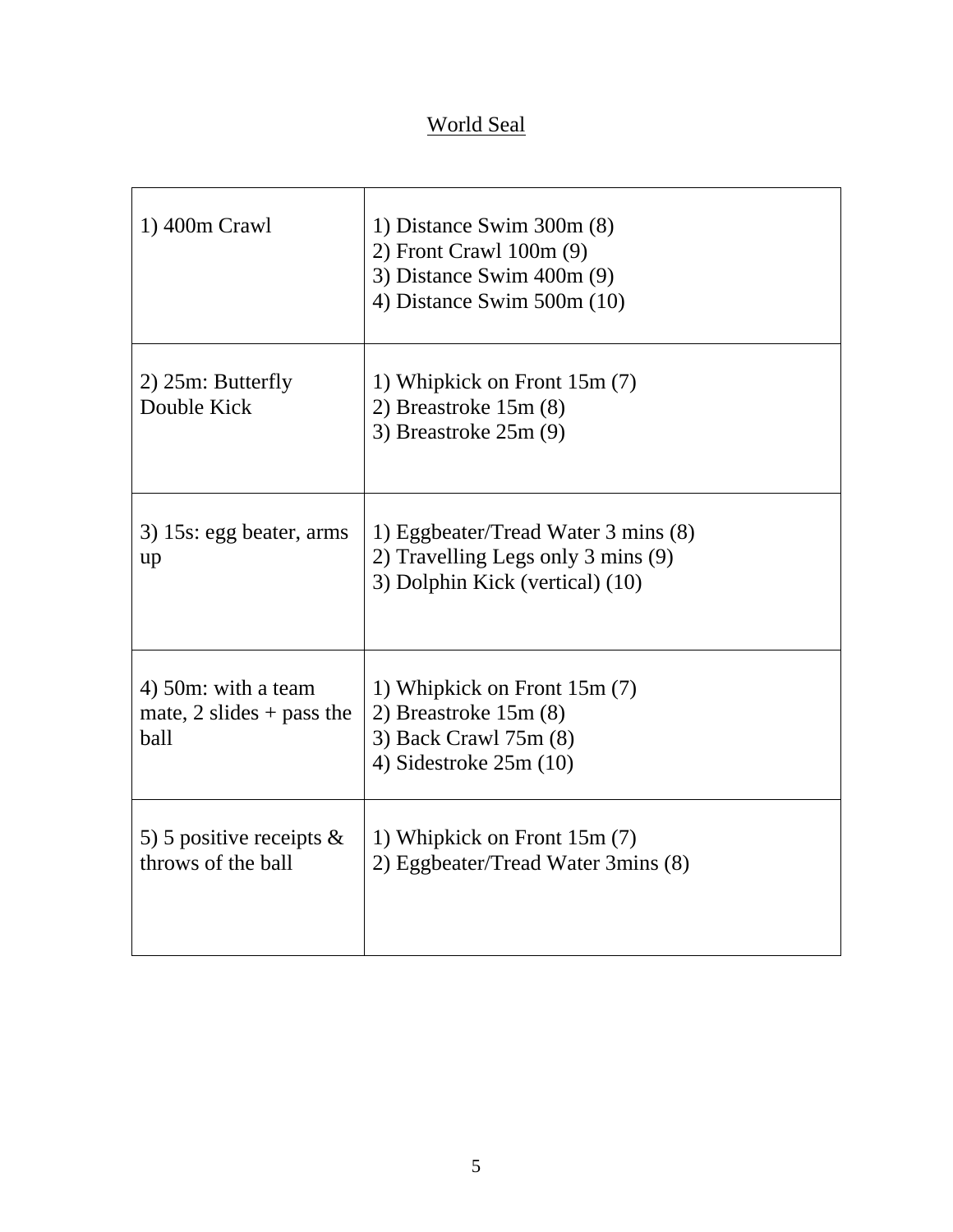<u>World Seal</u>

| | |
|---|---|
| 1) 400m Crawl | 1) Distance Swim 300m (8)<br>2) Front Crawl 100m (9)<br>3) Distance Swim 400m (9)<br>4) Distance Swim 500m (10) |
| 2) 25m: Butterfly Double Kick | 1) Whipkick on Front 15m (7)<br>2) Breastroke 15m (8)<br>3) Breastroke 25m (9) |
| 3) 15s: egg beater, arms up | 1) Eggbeater/Tread Water 3 mins (8)<br>2) Travelling Legs only 3 mins (9)<br>3) Dolphin Kick (vertical) (10) |
| 4) 50m: with a team mate, 2 slides + pass the ball | 1) Whipkick on Front 15m (7)<br>2) Breastroke 15m (8)<br>3) Back Crawl 75m (8)<br>4) Sidestroke 25m (10) |
| 5) 5 positive receipts & throws of the ball | 1) Whipkick on Front 15m (7)<br>2) Eggbeater/Tread Water 3mins (8) |